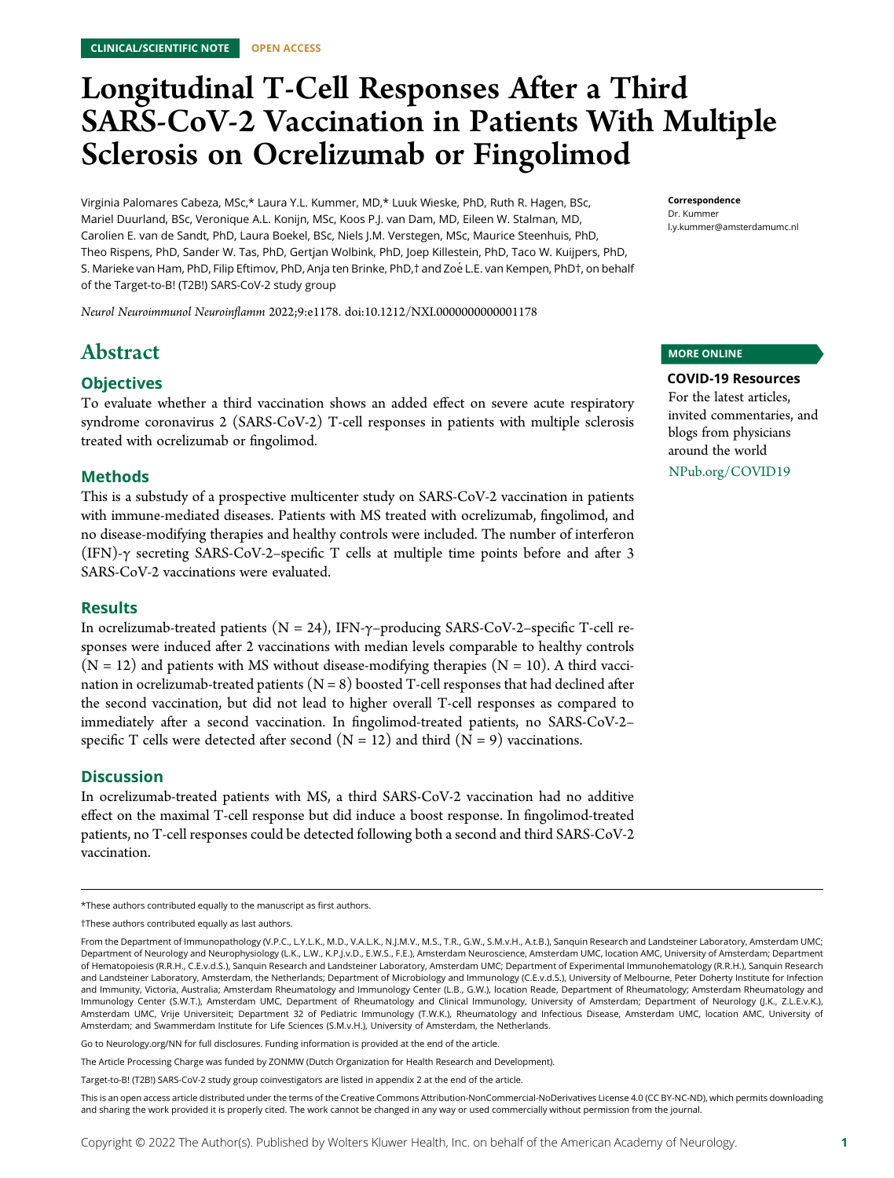CLINICAL/SCIENTIFIC NOTE OPEN ACCESS

# Longitudinal T-Cell Responses After a Third SARS-CoV-2 Vaccination in Patients With Multiple Sclerosis on Ocrelizumab or Fingolimod

Virginia Palomares Cabeza, MSc,* Laura Y.L. Kummer, MD,* Luuk Wieske, PhD, Ruth R. Hagen, BSc, Mariel Duurland, BSc, Veronique A.L. Konijn, MSc, Koos P.J. van Dam, MD, Eileen W. Stalman, MD, Carolien E. van de Sandt, PhD, Laura Boekel, BSc, Niels J.M. Verstegen, MSc, Maurice Steenhuis, PhD, Theo Rispens, PhD, Sander W. Tas, PhD, Gertjan Wolbink, PhD, Joep Killestein, PhD, Taco W. Kuijpers, PhD, S. Marieke van Ham, PhD, Filip Eftimov, PhD, Anja ten Brinke, PhD,† and Zoé L.E. van Kempen, PhD†, on behalf of the Target-to-B! (T2B!) SARS-CoV-2 study group

*Neurol Neuroimmunol Neuroinflamm* 2022;9:e1178. doi:10.1212/NXI.0000000000001178

**Correspondence**
Dr. Kummer
l.y.kummer@amsterdamumc.nl

## Abstract

### Objectives

To evaluate whether a third vaccination shows an added effect on severe acute respiratory syndrome coronavirus 2 (SARS-CoV-2) T-cell responses in patients with multiple sclerosis treated with ocrelizumab or fingolimod.

### Methods

This is a substudy of a prospective multicenter study on SARS-CoV-2 vaccination in patients with immune-mediated diseases. Patients with MS treated with ocrelizumab, fingolimod, and no disease-modifying therapies and healthy controls were included. The number of interferon (IFN)-γ secreting SARS-CoV-2–specific T cells at multiple time points before and after 3 SARS-CoV-2 vaccinations were evaluated.

### Results

In ocrelizumab-treated patients (N = 24), IFN-γ–producing SARS-CoV-2–specific T-cell responses were induced after 2 vaccinations with median levels comparable to healthy controls (N = 12) and patients with MS without disease-modifying therapies (N = 10). A third vaccination in ocrelizumab-treated patients (N = 8) boosted T-cell responses that had declined after the second vaccination, but did not lead to higher overall T-cell responses as compared to immediately after a second vaccination. In fingolimod-treated patients, no SARS-CoV-2–specific T cells were detected after second (N = 12) and third (N = 9) vaccinations.

### Discussion

In ocrelizumab-treated patients with MS, a third SARS-CoV-2 vaccination had no additive effect on the maximal T-cell response but did induce a boost response. In fingolimod-treated patients, no T-cell responses could be detected following both a second and third SARS-CoV-2 vaccination.

**MORE ONLINE**

**COVID-19 Resources**
For the latest articles, invited commentaries, and blogs from physicians around the world
NPub.org/COVID19

---

*These authors contributed equally to the manuscript as first authors.

†These authors contributed equally as last authors.

From the Department of Immunopathology (V.P.C., L.Y.L.K., M.D., V.A.L.K., N.J.M.V., M.S., T.R., G.W., S.M.v.H., A.t.B.), Sanquin Research and Landsteiner Laboratory, Amsterdam UMC; Department of Neurology and Neurophysiology (L.K., L.W., K.P.J.v.D., E.W.S., F.E.), Amsterdam Neuroscience, Amsterdam UMC, location AMC, University of Amsterdam; Department of Hematopoiesis (R.R.H., C.E.v.d.S.), Sanquin Research and Landsteiner Laboratory, Amsterdam UMC; Department of Experimental Immunohematology (R.R.H.), Sanquin Research and Landsteiner Laboratory, Amsterdam, the Netherlands; Department of Microbiology and Immunology (C.E.v.d.S.), University of Melbourne, Peter Doherty Institute for Infection and Immunity, Victoria, Australia; Amsterdam Rheumatology and Immunology Center (L.B., G.W.), location Reade, Department of Rheumatology; Amsterdam Rheumatology and Immunology Center (S.W.T.), Amsterdam UMC, Department of Rheumatology and Clinical Immunology, University of Amsterdam; Department of Neurology (J.K., Z.L.E.v.K.), Amsterdam UMC, Vrije Universiteit; Department 32 of Pediatric Immunology (T.W.K.), Rheumatology and Infectious Disease, Amsterdam UMC, location AMC, University of Amsterdam; and Swammerdam Institute for Life Sciences (S.M.v.H.), University of Amsterdam, the Netherlands.

Go to Neurology.org/NN for full disclosures. Funding information is provided at the end of the article.

The Article Processing Charge was funded by ZONMW (Dutch Organization for Health Research and Development).

Target-to-B! (T2B!) SARS-CoV-2 study group coinvestigators are listed in appendix 2 at the end of the article.

This is an open access article distributed under the terms of the Creative Commons Attribution-NonCommercial-NoDerivatives License 4.0 (CC BY-NC-ND), which permits downloading and sharing the work provided it is properly cited. The work cannot be changed in any way or used commercially without permission from the journal.

Copyright © 2022 The Author(s). Published by Wolters Kluwer Health, Inc. on behalf of the American Academy of Neurology.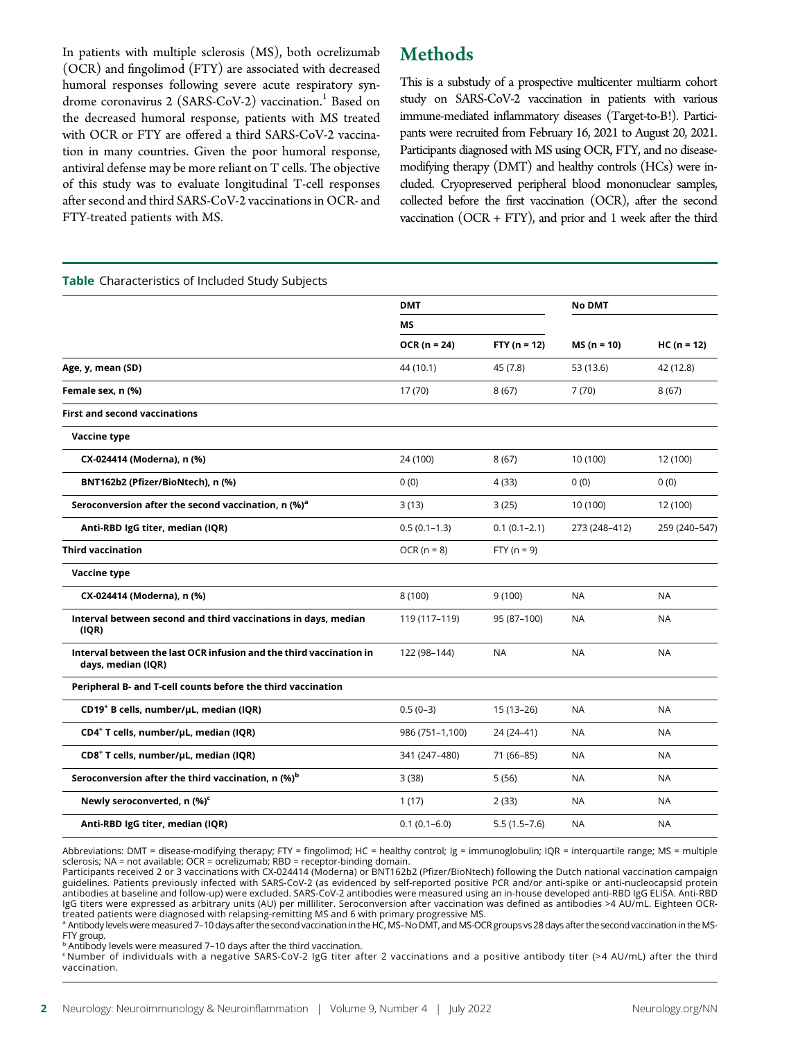In patients with multiple sclerosis (MS), both ocrelizumab (OCR) and fingolimod (FTY) are associated with decreased humoral responses following severe acute respiratory syndrome coronavirus 2 (SARS-CoV-2) vaccination.[1] Based on the decreased humoral response, patients with MS treated with OCR or FTY are offered a third SARS-CoV-2 vaccination in many countries. Given the poor humoral response, antiviral defense may be more reliant on T cells. The objective of this study was to evaluate longitudinal T-cell responses after second and third SARS-CoV-2 vaccinations in OCR- and FTY-treated patients with MS.

## Methods

This is a substudy of a prospective multicenter multiarm cohort study on SARS-CoV-2 vaccination in patients with various immune-mediated inflammatory diseases (Target-to-B!). Participants were recruited from February 16, 2021 to August 20, 2021. Participants diagnosed with MS using OCR, FTY, and no disease-modifying therapy (DMT) and healthy controls (HCs) were included. Cryopreserved peripheral blood mononuclear samples, collected before the first vaccination (OCR), after the second vaccination (OCR + FTY), and prior and 1 week after the third

**Table** Characteristics of Included Study Subjects

| | DMT | | No DMT | |
|---|---|---|---|---|
| | MS | | | |
| | OCR (n = 24) | FTY (n = 12) | MS (n = 10) | HC (n = 12) |
| **Age, y, mean (SD)** | 44 (10.1) | 45 (7.8) | 53 (13.6) | 42 (12.8) |
| **Female sex, n (%)** | 17 (70) | 8 (67) | 7 (70) | 8 (67) |
| **First and second vaccinations** | | | | |
| **Vaccine type** | | | | |
| **CX-024414 (Moderna), n (%)** | 24 (100) | 8 (67) | 10 (100) | 12 (100) |
| **BNT162b2 (Pfizer/BioNtech), n (%)** | 0 (0) | 4 (33) | 0 (0) | 0 (0) |
| **Seroconversion after the second vaccination, n (%)[a]** | 3 (13) | 3 (25) | 10 (100) | 12 (100) |
| **Anti-RBD IgG titer, median (IQR)** | 0.5 (0.1–1.3) | 0.1 (0.1–2.1) | 273 (248–412) | 259 (240–547) |
| **Third vaccination** | OCR (n = 8) | FTY (n = 9) | | |
| **Vaccine type** | | | | |
| **CX-024414 (Moderna), n (%)** | 8 (100) | 9 (100) | NA | NA |
| **Interval between second and third vaccinations in days, median (IQR)** | 119 (117–119) | 95 (87–100) | NA | NA |
| **Interval between the last OCR infusion and the third vaccination in days, median (IQR)** | 122 (98–144) | NA | NA | NA |
| **Peripheral B- and T-cell counts before the third vaccination** | | | | |
| **CD19[+] B cells, number/μL, median (IQR)** | 0.5 (0–3) | 15 (13–26) | NA | NA |
| **CD4[+] T cells, number/μL, median (IQR)** | 986 (751–1,100) | 24 (24–41) | NA | NA |
| **CD8[+] T cells, number/μL, median (IQR)** | 341 (247–480) | 71 (66–85) | NA | NA |
| **Seroconversion after the third vaccination, n (%)[b]** | 3 (38) | 5 (56) | NA | NA |
| **Newly seroconverted, n (%)[c]** | 1 (17) | 2 (33) | NA | NA |
| **Anti-RBD IgG titer, median (IQR)** | 0.1 (0.1–6.0) | 5.5 (1.5–7.6) | NA | NA |

Abbreviations: DMT = disease-modifying therapy; FTY = fingolimod; HC = healthy control; Ig = immunoglobulin; IQR = interquartile range; MS = multiple sclerosis; NA = not available; OCR = ocrelizumab; RBD = receptor-binding domain.
Participants received 2 or 3 vaccinations with CX-024414 (Moderna) or BNT162b2 (Pfizer/BioNtech) following the Dutch national vaccination campaign guidelines. Patients previously infected with SARS-CoV-2 (as evidenced by self-reported positive PCR and/or anti-spike or anti-nucleocapsid protein antibodies at baseline and follow-up) were excluded. SARS-CoV-2 antibodies were measured using an in-house developed anti-RBD IgG ELISA. Anti-RBD IgG titers were expressed as arbitrary units (AU) per milliliter. Seroconversion after vaccination was defined as antibodies >4 AU/mL. Eighteen OCR-treated patients were diagnosed with relapsing-remitting MS and 6 with primary progressive MS.
[a] Antibody levels were measured 7–10 days after the second vaccination in the HC, MS–No DMT, and MS-OCR groups vs 28 days after the second vaccination in the MS-FTY group.
[b] Antibody levels were measured 7–10 days after the third vaccination.
[c] Number of individuals with a negative SARS-CoV-2 IgG titer after 2 vaccinations and a positive antibody titer (>4 AU/mL) after the third vaccination.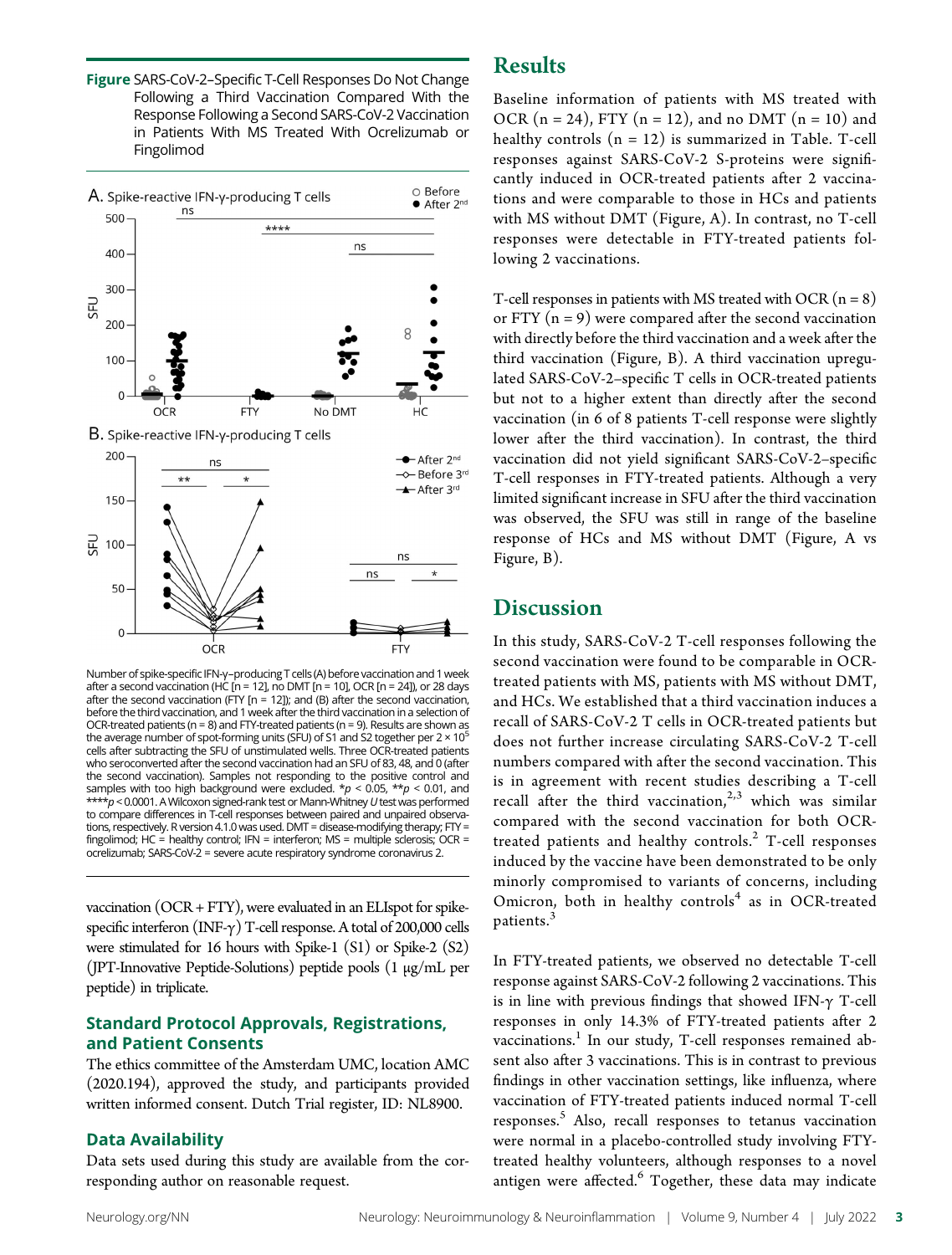**Figure** SARS-CoV-2–Specific T-Cell Responses Do Not Change Following a Third Vaccination Compared With the Response Following a Second SARS-CoV-2 Vaccination in Patients With MS Treated With Ocrelizumab or Fingolimod

Number of spike-specific IFN-γ–producing T cells (A) before vaccination and 1 week after a second vaccination (HC [n = 12], no DMT [n = 10], OCR [n = 24]), or 28 days after the second vaccination (FTY [n = 12]); and (B) after the second vaccination, before the third vaccination, and 1 week after the third vaccination in a selection of OCR-treated patients (n = 8) and FTY-treated patients (n = 9). Results are shown as the average number of spot-forming units (SFU) of S1 and S2 together per $2 \times 10^5$ cells after subtracting the SFU of unstimulated wells. Three OCR-treated patients who seroconverted after the second vaccination had an SFU of 83, 48, and 0 (after the second vaccination). Samples not responding to the positive control and samples with too high background were excluded. *$p$ < 0.05, **$p$ < 0.01, and ****$p$ < 0.0001. A Wilcoxon signed-rank test or Mann-Whitney $U$ test was performed to compare differences in T-cell responses between paired and unpaired observations, respectively. R version 4.1.0 was used. DMT = disease-modifying therapy; FTY = fingolimod; HC = healthy control; IFN = interferon; MS = multiple sclerosis; OCR = ocrelizumab; SARS-CoV-2 = severe acute respiratory syndrome coronavirus 2.

vaccination (OCR + FTY), were evaluated in an ELIspot for spike-specific interferon (INF-γ) T-cell response. A total of 200,000 cells were stimulated for 16 hours with Spike-1 (S1) or Spike-2 (S2) (JPT-Innovative Peptide-Solutions) peptide pools (1 μg/mL per peptide) in triplicate.

### Standard Protocol Approvals, Registrations, and Patient Consents

The ethics committee of the Amsterdam UMC, location AMC (2020.194), approved the study, and participants provided written informed consent. Dutch Trial register, ID: NL8900.

### Data Availability

Data sets used during this study are available from the corresponding author on reasonable request.

## Results

Baseline information of patients with MS treated with OCR (n = 24), FTY (n = 12), and no DMT (n = 10) and healthy controls (n = 12) is summarized in Table. T-cell responses against SARS-CoV-2 S-proteins were significantly induced in OCR-treated patients after 2 vaccinations and were comparable to those in HCs and patients with MS without DMT (Figure, A). In contrast, no T-cell responses were detectable in FTY-treated patients following 2 vaccinations.

T-cell responses in patients with MS treated with OCR (n = 8) or FTY (n = 9) were compared after the second vaccination with directly before the third vaccination and a week after the third vaccination (Figure, B). A third vaccination upregulated SARS-CoV-2–specific T cells in OCR-treated patients but not to a higher extent than directly after the second vaccination (in 6 of 8 patients T-cell response were slightly lower after the third vaccination). In contrast, the third vaccination did not yield significant SARS-CoV-2–specific T-cell responses in FTY-treated patients. Although a very limited significant increase in SFU after the third vaccination was observed, the SFU was still in range of the baseline response of HCs and MS without DMT (Figure, A vs Figure, B).

## Discussion

In this study, SARS-CoV-2 T-cell responses following the second vaccination were found to be comparable in OCR-treated patients with MS, patients with MS without DMT, and HCs. We established that a third vaccination induces a recall of SARS-CoV-2 T cells in OCR-treated patients but does not further increase circulating SARS-CoV-2 T-cell numbers compared with after the second vaccination. This is in agreement with recent studies describing a T-cell recall after the third vaccination,[2,3] which was similar compared with the second vaccination for both OCR-treated patients and healthy controls.[2] T-cell responses induced by the vaccine have been demonstrated to be only minorly compromised to variants of concerns, including Omicron, both in healthy controls[4] as in OCR-treated patients.[3]

In FTY-treated patients, we observed no detectable T-cell response against SARS-CoV-2 following 2 vaccinations. This is in line with previous findings that showed IFN-γ T-cell responses in only 14.3% of FTY-treated patients after 2 vaccinations.[1] In our study, T-cell responses remained absent also after 3 vaccinations. This is in contrast to previous findings in other vaccination settings, like influenza, where vaccination of FTY-treated patients induced normal T-cell responses.[5] Also, recall responses to tetanus vaccination were normal in a placebo-controlled study involving FTY-treated healthy volunteers, although responses to a novel antigen were affected.[6] Together, these data may indicate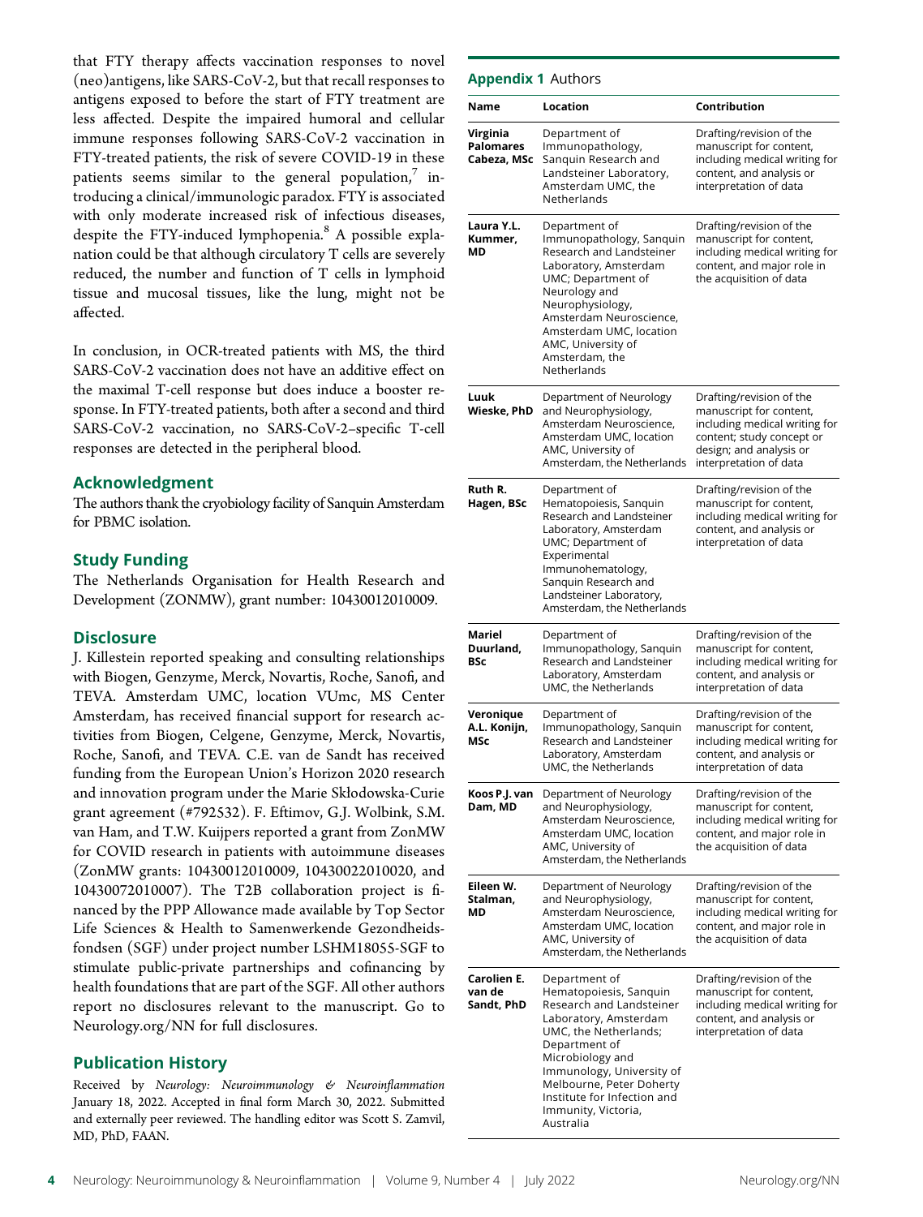that FTY therapy affects vaccination responses to novel (neo)antigens, like SARS-CoV-2, but that recall responses to antigens exposed to before the start of FTY treatment are less affected. Despite the impaired humoral and cellular immune responses following SARS-CoV-2 vaccination in FTY-treated patients, the risk of severe COVID-19 in these patients seems similar to the general population,[7] introducing a clinical/immunologic paradox. FTY is associated with only moderate increased risk of infectious diseases, despite the FTY-induced lymphopenia.[8] A possible explanation could be that although circulatory T cells are severely reduced, the number and function of T cells in lymphoid tissue and mucosal tissues, like the lung, might not be affected.

In conclusion, in OCR-treated patients with MS, the third SARS-CoV-2 vaccination does not have an additive effect on the maximal T-cell response but does induce a booster response. In FTY-treated patients, both after a second and third SARS-CoV-2 vaccination, no SARS-CoV-2–specific T-cell responses are detected in the peripheral blood.

## Acknowledgment

The authors thank the cryobiology facility of Sanquin Amsterdam for PBMC isolation.

## Study Funding

The Netherlands Organisation for Health Research and Development (ZONMW), grant number: 10430012010009.

## Disclosure

J. Killestein reported speaking and consulting relationships with Biogen, Genzyme, Merck, Novartis, Roche, Sanofi, and TEVA. Amsterdam UMC, location VUmc, MS Center Amsterdam, has received financial support for research activities from Biogen, Celgene, Genzyme, Merck, Novartis, Roche, Sanofi, and TEVA. C.E. van de Sandt has received funding from the European Union's Horizon 2020 research and innovation program under the Marie Skłodowska-Curie grant agreement (#792532). F. Eftimov, G.J. Wolbink, S.M. van Ham, and T.W. Kuijpers reported a grant from ZonMW for COVID research in patients with autoimmune diseases (ZonMW grants: 10430012010009, 10430022010020, and 10430072010007). The T2B collaboration project is financed by the PPP Allowance made available by Top Sector Life Sciences & Health to Samenwerkende Gezondheidsfondsen (SGF) under project number LSHM18055-SGF to stimulate public-private partnerships and cofinancing by health foundations that are part of the SGF. All other authors report no disclosures relevant to the manuscript. Go to Neurology.org/NN for full disclosures.

## Publication History

Received by *Neurology: Neuroimmunology & Neuroinflammation* January 18, 2022. Accepted in final form March 30, 2022. Submitted and externally peer reviewed. The handling editor was Scott S. Zamvil, MD, PhD, FAAN.

**Appendix 1** Authors

| Name | Location | Contribution |
|---|---|---|
| **Virginia Palomares Cabeza, MSc** | Department of Immunopathology, Sanquin Research and Landsteiner Laboratory, Amsterdam UMC, the Netherlands | Drafting/revision of the manuscript for content, including medical writing for content, and analysis or interpretation of data |
| **Laura Y.L. Kummer, MD** | Department of Immunopathology, Sanquin Research and Landsteiner Laboratory, Amsterdam UMC; Department of Neurology and Neurophysiology, Amsterdam Neuroscience, Amsterdam UMC, location AMC, University of Amsterdam, the Netherlands | Drafting/revision of the manuscript for content, including medical writing for content, and major role in the acquisition of data |
| **Luuk Wieske, PhD** | Department of Neurology and Neurophysiology, Amsterdam Neuroscience, Amsterdam UMC, location AMC, University of Amsterdam, the Netherlands | Drafting/revision of the manuscript for content, including medical writing for content; study concept or design; and analysis or interpretation of data |
| **Ruth R. Hagen, BSc** | Department of Hematopoiesis, Sanquin Research and Landsteiner Laboratory, Amsterdam UMC; Department of Experimental Immunohematology, Sanquin Research and Landsteiner Laboratory, Amsterdam, the Netherlands | Drafting/revision of the manuscript for content, including medical writing for content, and analysis or interpretation of data |
| **Mariel Duurland, BSc** | Department of Immunopathology, Sanquin Research and Landsteiner Laboratory, Amsterdam UMC, the Netherlands | Drafting/revision of the manuscript for content, including medical writing for content, and analysis or interpretation of data |
| **Veronique A.L. Konijn, MSc** | Department of Immunopathology, Sanquin Research and Landsteiner Laboratory, Amsterdam UMC, the Netherlands | Drafting/revision of the manuscript for content, including medical writing for content, and analysis or interpretation of data |
| **Koos P.J. van Dam, MD** | Department of Neurology and Neurophysiology, Amsterdam Neuroscience, Amsterdam UMC, location AMC, University of Amsterdam, the Netherlands | Drafting/revision of the manuscript for content, including medical writing for content, and major role in the acquisition of data |
| **Eileen W. Stalman, MD** | Department of Neurology and Neurophysiology, Amsterdam Neuroscience, Amsterdam UMC, location AMC, University of Amsterdam, the Netherlands | Drafting/revision of the manuscript for content, including medical writing for content, and major role in the acquisition of data |
| **Carolien E. van de Sandt, PhD** | Department of Hematopoiesis, Sanquin Research and Landsteiner Laboratory, Amsterdam UMC, the Netherlands; Department of Microbiology and Immunology, University of Melbourne, Peter Doherty Institute for Infection and Immunity, Victoria, Australia | Drafting/revision of the manuscript for content, including medical writing for content, and analysis or interpretation of data |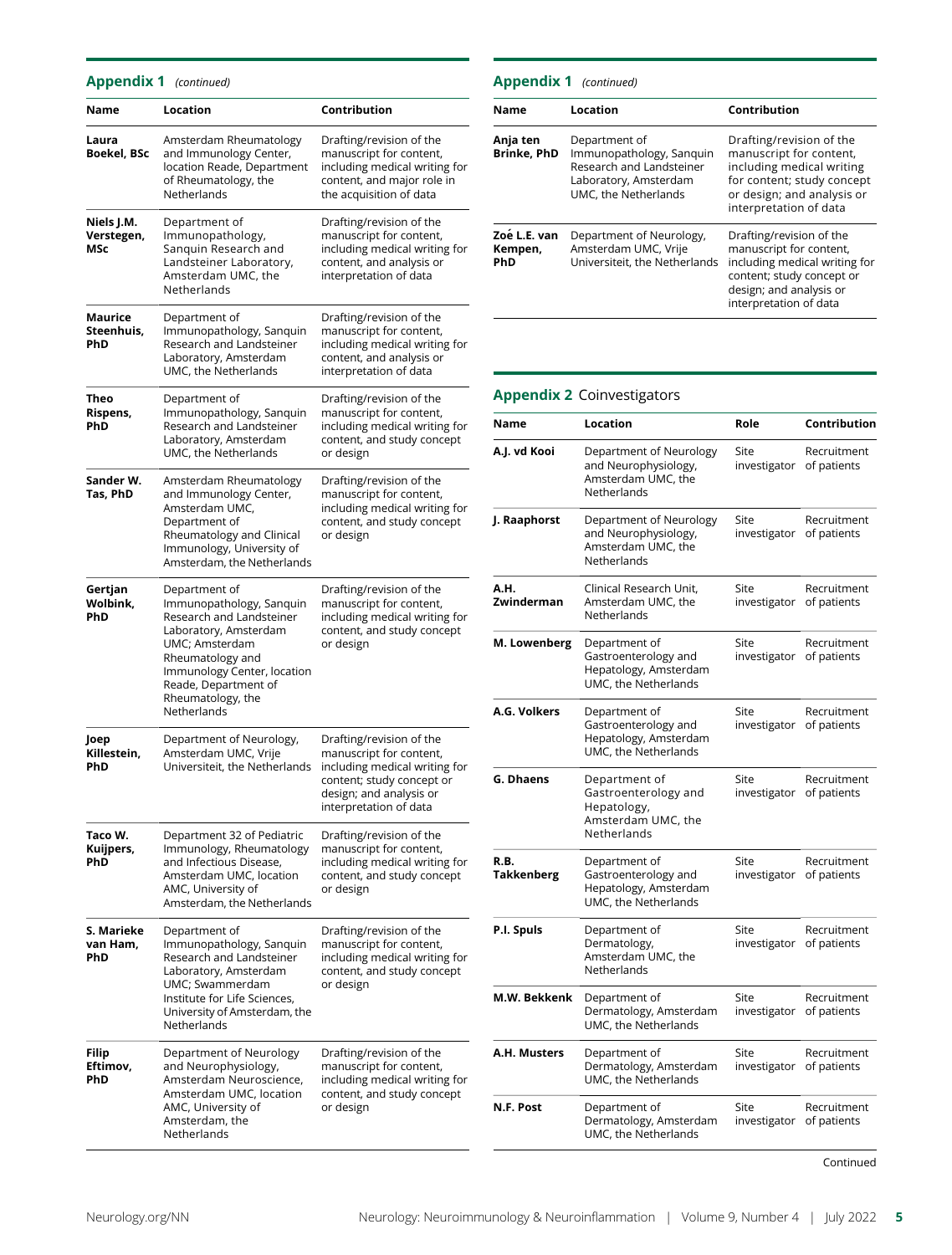**Appendix 1** *(continued)*

| Name | Location | Contribution |
|---|---|---|
| **Laura Boekel, BSc** | Amsterdam Rheumatology and Immunology Center, location Reade, Department of Rheumatology, the Netherlands | Drafting/revision of the manuscript for content, including medical writing for content, and major role in the acquisition of data |
| **Niels J.M. Verstegen, MSc** | Department of Immunopathology, Sanquin Research and Landsteiner Laboratory, Amsterdam UMC, the Netherlands | Drafting/revision of the manuscript for content, including medical writing for content, and analysis or interpretation of data |
| **Maurice Steenhuis, PhD** | Department of Immunopathology, Sanquin Research and Landsteiner Laboratory, Amsterdam UMC, the Netherlands | Drafting/revision of the manuscript for content, including medical writing for content, and analysis or interpretation of data |
| **Theo Rispens, PhD** | Department of Immunopathology, Sanquin Research and Landsteiner Laboratory, Amsterdam UMC, the Netherlands | Drafting/revision of the manuscript for content, including medical writing for content, and study concept or design |
| **Sander W. Tas, PhD** | Amsterdam Rheumatology and Immunology Center, Amsterdam UMC, Department of Rheumatology and Clinical Immunology, University of Amsterdam, the Netherlands | Drafting/revision of the manuscript for content, including medical writing for content, and study concept or design |
| **Gertjan Wolbink, PhD** | Department of Immunopathology, Sanquin Research and Landsteiner Laboratory, Amsterdam UMC; Amsterdam Rheumatology and Immunology Center, location Reade, Department of Rheumatology, the Netherlands | Drafting/revision of the manuscript for content, including medical writing for content, and study concept or design |
| **Joep Killestein, PhD** | Department of Neurology, Amsterdam UMC, Vrije Universiteit, the Netherlands | Drafting/revision of the manuscript for content, including medical writing for content; study concept or design; and analysis or interpretation of data |
| **Taco W. Kuijpers, PhD** | Department 32 of Pediatric Immunology, Rheumatology and Infectious Disease, Amsterdam UMC, location AMC, University of Amsterdam, the Netherlands | Drafting/revision of the manuscript for content, including medical writing for content, and study concept or design |
| **S. Marieke van Ham, PhD** | Department of Immunopathology, Sanquin Research and Landsteiner Laboratory, Amsterdam UMC; Swammerdam Institute for Life Sciences, University of Amsterdam, the Netherlands | Drafting/revision of the manuscript for content, including medical writing for content, and study concept or design |
| **Filip Eftimov, PhD** | Department of Neurology and Neurophysiology, Amsterdam Neuroscience, Amsterdam UMC, location AMC, University of Amsterdam, the Netherlands | Drafting/revision of the manuscript for content, including medical writing for content, and study concept or design |
| **Anja ten Brinke, PhD** | Department of Immunopathology, Sanquin Research and Landsteiner Laboratory, Amsterdam UMC, the Netherlands | Drafting/revision of the manuscript for content, including medical writing for content; study concept or design; and analysis or interpretation of data |
| **Zoé L.E. van Kempen, PhD** | Department of Neurology, Amsterdam UMC, Vrije Universiteit, the Netherlands | Drafting/revision of the manuscript for content, including medical writing for content; study concept or design; and analysis or interpretation of data |

**Appendix 2** Coinvestigators

| Name | Location | Role | Contribution |
|---|---|---|---|
| **A.J. vd Kooi** | Department of Neurology and Neurophysiology, Amsterdam UMC, the Netherlands | Site investigator | Recruitment of patients |
| **J. Raaphorst** | Department of Neurology and Neurophysiology, Amsterdam UMC, the Netherlands | Site investigator | Recruitment of patients |
| **A.H. Zwinderman** | Clinical Research Unit, Amsterdam UMC, the Netherlands | Site investigator | Recruitment of patients |
| **M. Lowenberg** | Department of Gastroenterology and Hepatology, Amsterdam UMC, the Netherlands | Site investigator | Recruitment of patients |
| **A.G. Volkers** | Department of Gastroenterology and Hepatology, Amsterdam UMC, the Netherlands | Site investigator | Recruitment of patients |
| **G. Dhaens** | Department of Gastroenterology and Hepatology, Amsterdam UMC, the Netherlands | Site investigator | Recruitment of patients |
| **R.B. Takkenberg** | Department of Gastroenterology and Hepatology, Amsterdam UMC, the Netherlands | Site investigator | Recruitment of patients |
| **P.I. Spuls** | Department of Dermatology, Amsterdam UMC, the Netherlands | Site investigator | Recruitment of patients |
| **M.W. Bekkenk** | Department of Dermatology, Amsterdam UMC, the Netherlands | Site investigator | Recruitment of patients |
| **A.H. Musters** | Department of Dermatology, Amsterdam UMC, the Netherlands | Site investigator | Recruitment of patients |
| **N.F. Post** | Department of Dermatology, Amsterdam UMC, the Netherlands | Site investigator | Recruitment of patients |

Continued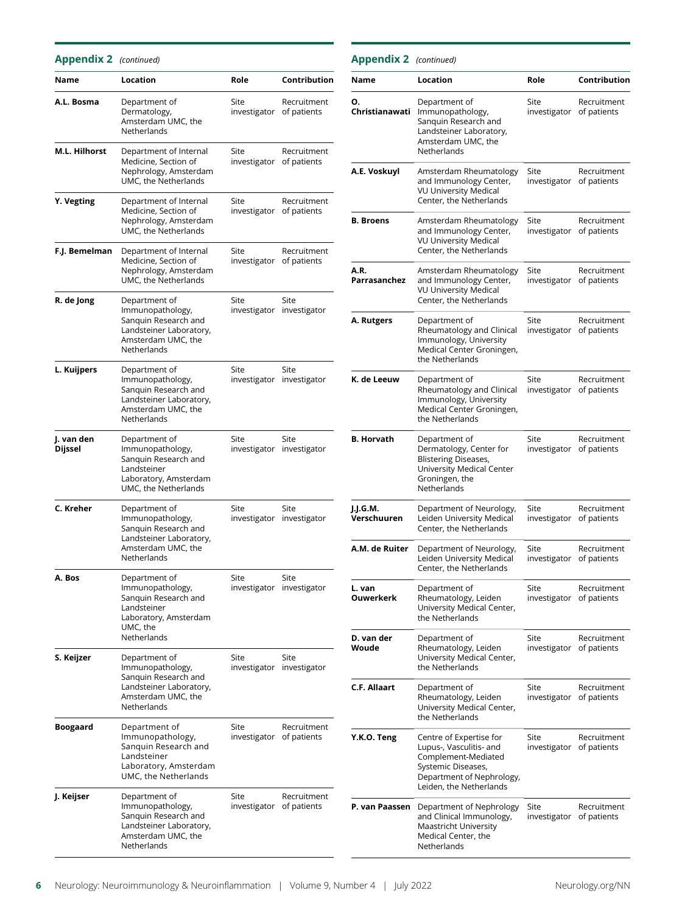**Appendix 2** *(continued)*

| Name | Location | Role | Contribution |
|---|---|---|---|
| **A.L. Bosma** | Department of Dermatology, Amsterdam UMC, the Netherlands | Site investigator | Recruitment of patients |
| **M.L. Hilhorst** | Department of Internal Medicine, Section of Nephrology, Amsterdam UMC, the Netherlands | Site investigator | Recruitment of patients |
| **Y. Vegting** | Department of Internal Medicine, Section of Nephrology, Amsterdam UMC, the Netherlands | Site investigator | Recruitment of patients |
| **F.J. Bemelman** | Department of Internal Medicine, Section of Nephrology, Amsterdam UMC, the Netherlands | Site investigator | Recruitment of patients |
| **R. de Jong** | Department of Immunopathology, Sanquin Research and Landsteiner Laboratory, Amsterdam UMC, the Netherlands | Site investigator | Site investigator |
| **L. Kuijpers** | Department of Immunopathology, Sanquin Research and Landsteiner Laboratory, Amsterdam UMC, the Netherlands | Site investigator | Site investigator |
| **J. van den Dijssel** | Department of Immunopathology, Sanquin Research and Landsteiner Laboratory, Amsterdam UMC, the Netherlands | Site investigator | Site investigator |
| **C. Kreher** | Department of Immunopathology, Sanquin Research and Landsteiner Laboratory, Amsterdam UMC, the Netherlands | Site investigator | Site investigator |
| **A. Bos** | Department of Immunopathology, Sanquin Research and Landsteiner Laboratory, Amsterdam UMC, the Netherlands | Site investigator | Site investigator |
| **S. Keijzer** | Department of Immunopathology, Sanquin Research and Landsteiner Laboratory, Amsterdam UMC, the Netherlands | Site investigator | Site investigator |
| **Boogaard** | Department of Immunopathology, Sanquin Research and Landsteiner Laboratory, Amsterdam UMC, the Netherlands | Site investigator | Recruitment of patients |
| **J. Keijser** | Department of Immunopathology, Sanquin Research and Landsteiner Laboratory, Amsterdam UMC, the Netherlands | Site investigator | Recruitment of patients |
| **O. Christianawati** | Department of Immunopathology, Sanquin Research and Landsteiner Laboratory, Amsterdam UMC, the Netherlands | Site investigator | Recruitment of patients |
| **A.E. Voskuyl** | Amsterdam Rheumatology and Immunology Center, VU University Medical Center, the Netherlands | Site investigator | Recruitment of patients |
| **B. Broens** | Amsterdam Rheumatology and Immunology Center, VU University Medical Center, the Netherlands | Site investigator | Recruitment of patients |
| **A.R. Parrasanchez** | Amsterdam Rheumatology and Immunology Center, VU University Medical Center, the Netherlands | Site investigator | Recruitment of patients |
| **A. Rutgers** | Department of Rheumatology and Clinical Immunology, University Medical Center Groningen, the Netherlands | Site investigator | Recruitment of patients |
| **K. de Leeuw** | Department of Rheumatology and Clinical Immunology, University Medical Center Groningen, the Netherlands | Site investigator | Recruitment of patients |
| **B. Horvath** | Department of Dermatology, Center for Blistering Diseases, University Medical Center Groningen, the Netherlands | Site investigator | Recruitment of patients |
| **J.J.G.M. Verschuuren** | Department of Neurology, Leiden University Medical Center, the Netherlands | Site investigator | Recruitment of patients |
| **A.M. de Ruiter** | Department of Neurology, Leiden University Medical Center, the Netherlands | Site investigator | Recruitment of patients |
| **L. van Ouwerkerk** | Department of Rheumatology, Leiden University Medical Center, the Netherlands | Site investigator | Recruitment of patients |
| **D. van der Woude** | Department of Rheumatology, Leiden University Medical Center, the Netherlands | Site investigator | Recruitment of patients |
| **C.F. Allaart** | Department of Rheumatology, Leiden University Medical Center, the Netherlands | Site investigator | Recruitment of patients |
| **Y.K.O. Teng** | Centre of Expertise for Lupus-, Vasculitis- and Complement-Mediated Systemic Diseases, Department of Nephrology, Leiden, the Netherlands | Site investigator | Recruitment of patients |
| **P. van Paassen** | Department of Nephrology and Clinical Immunology, Maastricht University Medical Center, the Netherlands | Site investigator | Recruitment of patients |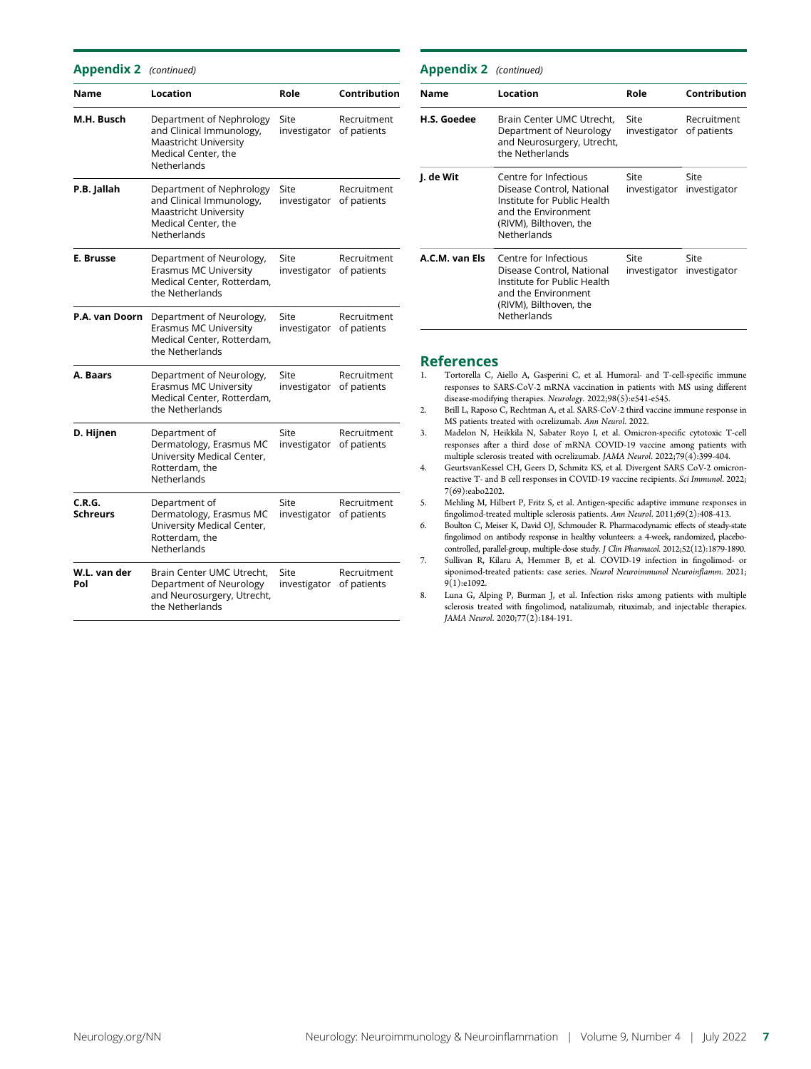## Appendix 2 *(continued)*

| Name | Location | Role | Contribution |
| --- | --- | --- | --- |
| **M.H. Busch** | Department of Nephrology and Clinical Immunology, Maastricht University Medical Center, the Netherlands | Site investigator | Recruitment of patients |
| **P.B. Jallah** | Department of Nephrology and Clinical Immunology, Maastricht University Medical Center, the Netherlands | Site investigator | Recruitment of patients |
| **E. Brusse** | Department of Neurology, Erasmus MC University Medical Center, Rotterdam, the Netherlands | Site investigator | Recruitment of patients |
| **P.A. van Doorn** | Department of Neurology, Erasmus MC University Medical Center, Rotterdam, the Netherlands | Site investigator | Recruitment of patients |
| **A. Baars** | Department of Neurology, Erasmus MC University Medical Center, Rotterdam, the Netherlands | Site investigator | Recruitment of patients |
| **D. Hijnen** | Department of Dermatology, Erasmus MC University Medical Center, Rotterdam, the Netherlands | Site investigator | Recruitment of patients |
| **C.R.G. Schreurs** | Department of Dermatology, Erasmus MC University Medical Center, Rotterdam, the Netherlands | Site investigator | Recruitment of patients |
| **W.L. van der Pol** | Brain Center UMC Utrecht, Department of Neurology and Neurosurgery, Utrecht, the Netherlands | Site investigator | Recruitment of patients |
| **H.S. Goedee** | Brain Center UMC Utrecht, Department of Neurology and Neurosurgery, Utrecht, the Netherlands | Site investigator | Recruitment of patients |
| **J. de Wit** | Centre for Infectious Disease Control, National Institute for Public Health and the Environment (RIVM), Bilthoven, the Netherlands | Site investigator | Site investigator |
| **A.C.M. van Els** | Centre for Infectious Disease Control, National Institute for Public Health and the Environment (RIVM), Bilthoven, the Netherlands | Site investigator | Site investigator |

## References

1. Tortorella C, Aiello A, Gasperini C, et al. Humoral- and T-cell-specific immune responses to SARS-CoV-2 mRNA vaccination in patients with MS using different disease-modifying therapies. *Neurology*. 2022;98(5):e541-e545.
2. Brill L, Raposo C, Rechtman A, et al. SARS-CoV-2 third vaccine immune response in MS patients treated with ocrelizumab. *Ann Neurol*. 2022.
3. Madelon N, Heikkila N, Sabater Royo I, et al. Omicron-specific cytotoxic T-cell responses after a third dose of mRNA COVID-19 vaccine among patients with multiple sclerosis treated with ocrelizumab. *JAMA Neurol*. 2022;79(4):399-404.
4. GeurtsvanKessel CH, Geers D, Schmitz KS, et al. Divergent SARS CoV-2 omicron-reactive T- and B cell responses in COVID-19 vaccine recipients. *Sci Immunol*. 2022;7(69):eabo2202.
5. Mehling M, Hilbert P, Fritz S, et al. Antigen-specific adaptive immune responses in fingolimod-treated multiple sclerosis patients. *Ann Neurol*. 2011;69(2):408-413.
6. Boulton C, Meiser K, David OJ, Schmouder R. Pharmacodynamic effects of steady-state fingolimod on antibody response in healthy volunteers: a 4-week, randomized, placebo-controlled, parallel-group, multiple-dose study. *J Clin Pharmacol*. 2012;52(12):1879-1890.
7. Sullivan R, Kilaru A, Hemmer B, et al. COVID-19 infection in fingolimod- or siponimod-treated patients: case series. *Neurol Neuroimmunol Neuroinflamm*. 2021;9(1):e1092.
8. Luna G, Alping P, Burman J, et al. Infection risks among patients with multiple sclerosis treated with fingolimod, natalizumab, rituximab, and injectable therapies. *JAMA Neurol*. 2020;77(2):184-191.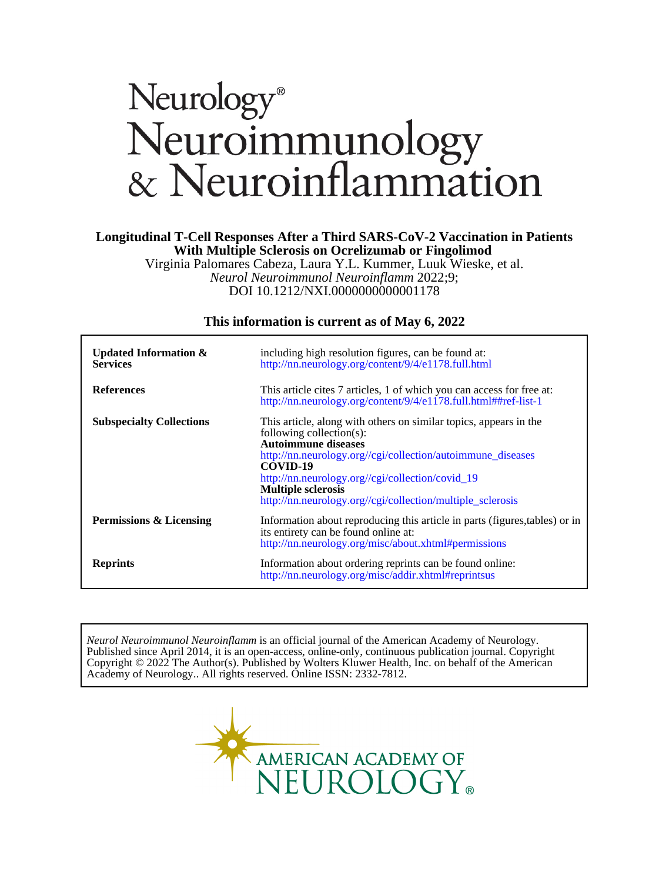# Neurology® Neuroimmunology & Neuroinflammation

**Longitudinal T-Cell Responses After a Third SARS-CoV-2 Vaccination in Patients With Multiple Sclerosis on Ocrelizumab or Fingolimod**

Virginia Palomares Cabeza, Laura Y.L. Kummer, Luuk Wieske, et al.

*Neurol Neuroimmunol Neuroinflamm* 2022;9;

DOI 10.1212/NXI.0000000000001178

**This information is current as of May 6, 2022**

| | |
|---|---|
| **Updated Information & Services** | including high resolution figures, can be found at: http://nn.neurology.org/content/9/4/e1178.full.html |
| **References** | This article cites 7 articles, 1 of which you can access for free at: http://nn.neurology.org/content/9/4/e1178.full.html##ref-list-1 |
| **Subspecialty Collections** | This article, along with others on similar topics, appears in the following collection(s): **Autoimmune diseases** http://nn.neurology.org//cgi/collection/autoimmune_diseases **COVID-19** http://nn.neurology.org//cgi/collection/covid_19 **Multiple sclerosis** http://nn.neurology.org//cgi/collection/multiple_sclerosis |
| **Permissions & Licensing** | Information about reproducing this article in parts (figures,tables) or in its entirety can be found online at: http://nn.neurology.org/misc/about.xhtml#permissions |
| **Reprints** | Information about ordering reprints can be found online: http://nn.neurology.org/misc/addir.xhtml#reprintsus |

*Neurol Neuroimmunol Neuroinflamm* is an official journal of the American Academy of Neurology. Published since April 2014, it is an open-access, online-only, continuous publication journal. Copyright Copyright © 2022 The Author(s). Published by Wolters Kluwer Health, Inc. on behalf of the American Academy of Neurology.. All rights reserved. Online ISSN: 2332-7812.

AMERICAN ACADEMY OF NEUROLOGY®